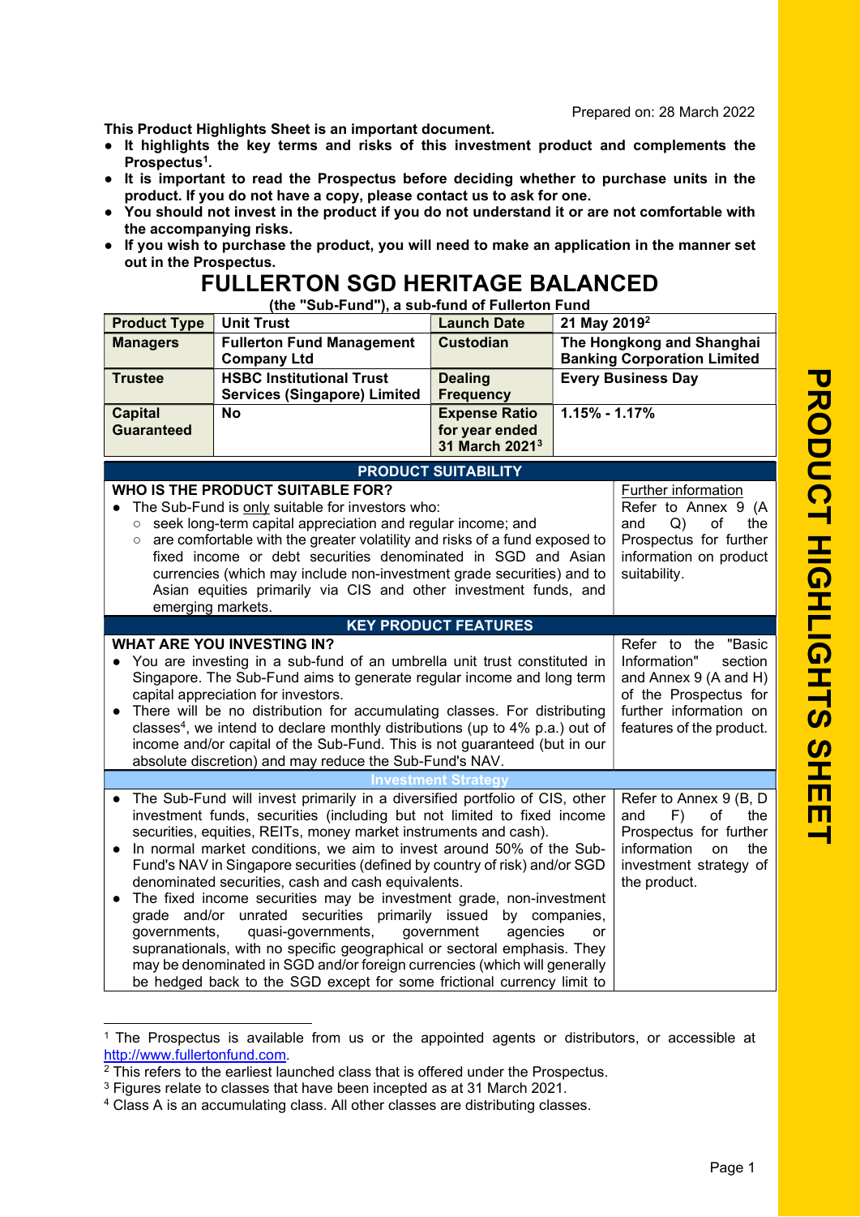Prepared on: 28 March 2022

**This Product Highlights Sheet is an important document.**

- **It highlights the key terms and risks of this investment product and complements the Prospectus[1].**
- **It is important to read the Prospectus before deciding whether to purchase units in the product. If you do not have a copy, please contact us to ask for one.**
- **You should not invest in the product if you do not understand it or are not comfortable with the accompanying risks.**
- **If you wish to purchase the product, you will need to make an application in the manner set out in the Prospectus.**

# FULLERTON SGD HERITAGE BALANCED

**(the "Sub-Fund"), a sub-fund of Fullerton Fund**

| **Product Type** | **Unit Trust** | **Launch Date** | **21 May 2019[2]** |
|---|---|---|---|
| **Managers** | **Fullerton Fund Management Company Ltd** | **Custodian** | **The Hongkong and Shanghai Banking Corporation Limited** |
| **Trustee** | **HSBC Institutional Trust Services (Singapore) Limited** | **Dealing Frequency** | **Every Business Day** |
| **Capital Guaranteed** | **No** | **Expense Ratio for year ended 31 March 2021[3]** | **1.15% - 1.17%** |

## PRODUCT SUITABILITY

| | |
|---|---|
| **WHO IS THE PRODUCT SUITABLE FOR?**<br>● The Sub-Fund is <u>only</u> suitable for investors who:<br>○ seek long-term capital appreciation and regular income; and<br>○ are comfortable with the greater volatility and risks of a fund exposed to fixed income or debt securities denominated in SGD and Asian currencies (which may include non-investment grade securities) and to Asian equities primarily via CIS and other investment funds, and emerging markets. | <u>Further information</u><br>Refer to Annex 9 (A and Q) of the Prospectus for further information on product suitability. |

## KEY PRODUCT FEATURES

| | |
|---|---|
| **WHAT ARE YOU INVESTING IN?**<br>● You are investing in a sub-fund of an umbrella unit trust constituted in Singapore. The Sub-Fund aims to generate regular income and long term capital appreciation for investors.<br>● There will be no distribution for accumulating classes. For distributing classes[4], we intend to declare monthly distributions (up to 4% p.a.) out of income and/or capital of the Sub-Fund. This is not guaranteed (but in our absolute discretion) and may reduce the Sub-Fund's NAV. | Refer to the "Basic Information" section and Annex 9 (A and H) of the Prospectus for further information on features of the product. |

### Investment Strategy

| | |
|---|---|
| ● The Sub-Fund will invest primarily in a diversified portfolio of CIS, other investment funds, securities (including but not limited to fixed income securities, equities, REITs, money market instruments and cash).<br>● In normal market conditions, we aim to invest around 50% of the Sub-Fund's NAV in Singapore securities (defined by country of risk) and/or SGD denominated securities, cash and cash equivalents.<br>● The fixed income securities may be investment grade, non-investment grade and/or unrated securities primarily issued by companies, governments, quasi-governments, government agencies or supranationals, with no specific geographical or sectoral emphasis. They may be denominated in SGD and/or foreign currencies (which will generally be hedged back to the SGD except for some frictional currency limit to | Refer to Annex 9 (B, D and F) of the Prospectus for further information on the investment strategy of the product. |

[1] The Prospectus is available from us or the appointed agents or distributors, or accessible at http://www.fullertonfund.com.

[2] This refers to the earliest launched class that is offered under the Prospectus.

[3] Figures relate to classes that have been incepted as at 31 March 2021.

[4] Class A is an accumulating class. All other classes are distributing classes.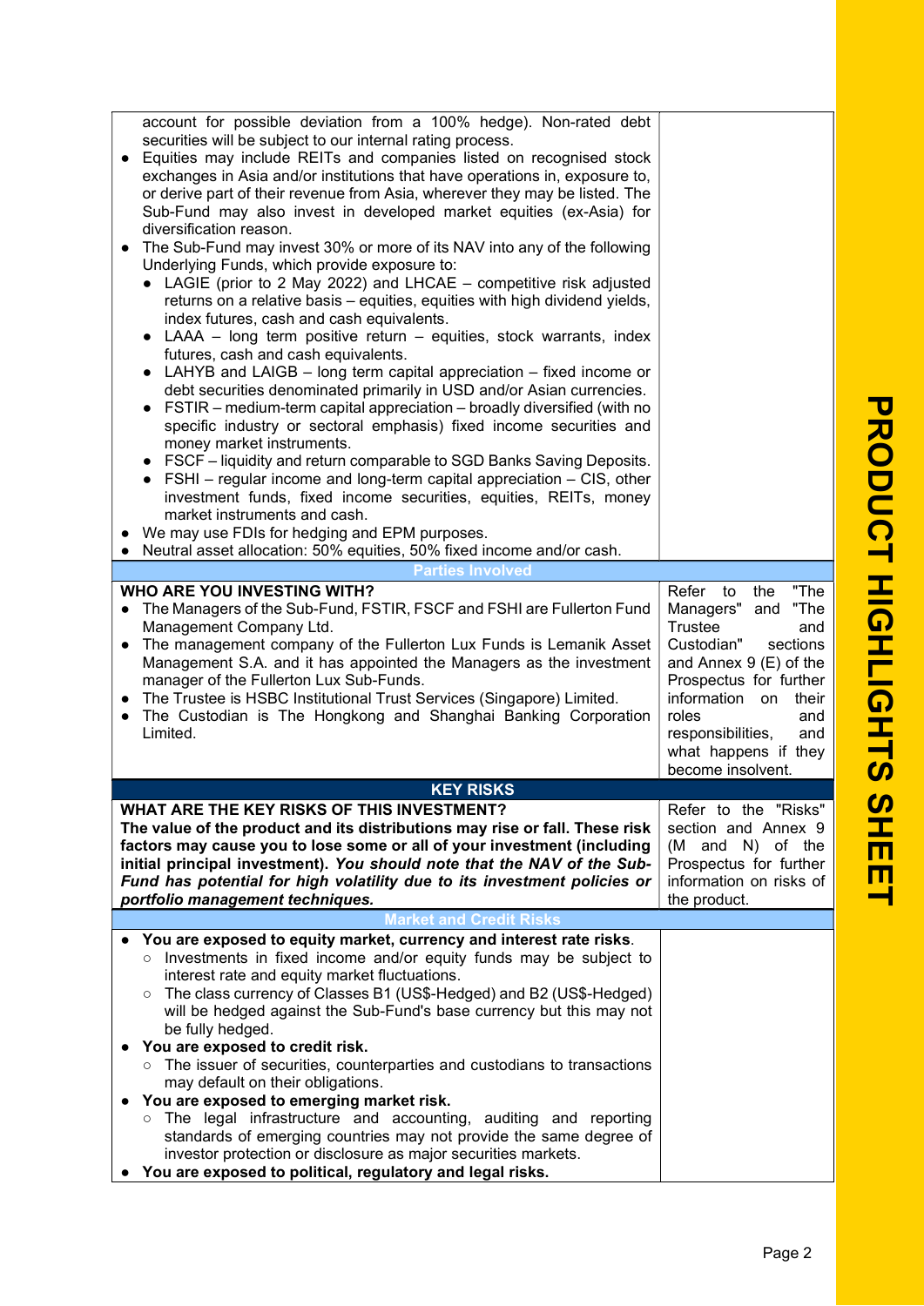| | |
|---|---|
| account for possible deviation from a 100% hedge). Non-rated debt securities will be subject to our internal rating process.<br>● Equities may include REITs and companies listed on recognised stock exchanges in Asia and/or institutions that have operations in, exposure to, or derive part of their revenue from Asia, wherever they may be listed. The Sub-Fund may also invest in developed market equities (ex-Asia) for diversification reason.<br>● The Sub-Fund may invest 30% or more of its NAV into any of the following Underlying Funds, which provide exposure to:<br>&nbsp;&nbsp;● LAGIE (prior to 2 May 2022) and LHCAE – competitive risk adjusted returns on a relative basis – equities, equities with high dividend yields, index futures, cash and cash equivalents.<br>&nbsp;&nbsp;● LAAA – long term positive return – equities, stock warrants, index futures, cash and cash equivalents.<br>&nbsp;&nbsp;● LAHYB and LAIGB – long term capital appreciation – fixed income or debt securities denominated primarily in USD and/or Asian currencies.<br>&nbsp;&nbsp;● FSTIR – medium-term capital appreciation – broadly diversified (with no specific industry or sectoral emphasis) fixed income securities and money market instruments.<br>&nbsp;&nbsp;● FSCF – liquidity and return comparable to SGD Banks Saving Deposits.<br>&nbsp;&nbsp;● FSHI – regular income and long-term capital appreciation – CIS, other investment funds, fixed income securities, equities, REITs, money market instruments and cash.<br>● We may use FDIs for hedging and EPM purposes.<br>● Neutral asset allocation: 50% equities, 50% fixed income and/or cash. | |
| **Parties Involved** | |
| **WHO ARE YOU INVESTING WITH?**<br>● The Managers of the Sub-Fund, FSTIR, FSCF and FSHI are Fullerton Fund Management Company Ltd.<br>● The management company of the Fullerton Lux Funds is Lemanik Asset Management S.A. and it has appointed the Managers as the investment manager of the Fullerton Lux Sub-Funds.<br>● The Trustee is HSBC Institutional Trust Services (Singapore) Limited.<br>● The Custodian is The Hongkong and Shanghai Banking Corporation Limited. | Refer to the "The Managers" and "The Trustee and Custodian" sections and Annex 9 (E) of the Prospectus for further information on their roles and responsibilities, and what happens if they become insolvent. |
| **KEY RISKS** | |
| **WHAT ARE THE KEY RISKS OF THIS INVESTMENT?**<br>**The value of the product and its distributions may rise or fall. These risk factors may cause you to lose some or all of your investment (including initial principal investment).** ***You should note that the NAV of the Sub-Fund has potential for high volatility due to its investment policies or portfolio management techniques.*** | Refer to the "Risks" section and Annex 9 (M and N) of the Prospectus for further information on risks of the product. |
| **Market and Credit Risks** | |
| ● **You are exposed to equity market, currency and interest rate risks**.<br>&nbsp;&nbsp;○ Investments in fixed income and/or equity funds may be subject to interest rate and equity market fluctuations.<br>&nbsp;&nbsp;○ The class currency of Classes B1 (US$-Hedged) and B2 (US$-Hedged) will be hedged against the Sub-Fund's base currency but this may not be fully hedged.<br>● **You are exposed to credit risk.**<br>&nbsp;&nbsp;○ The issuer of securities, counterparties and custodians to transactions may default on their obligations.<br>● **You are exposed to emerging market risk.**<br>&nbsp;&nbsp;○ The legal infrastructure and accounting, auditing and reporting standards of emerging countries may not provide the same degree of investor protection or disclosure as major securities markets.<br>● **You are exposed to political, regulatory and legal risks.** | |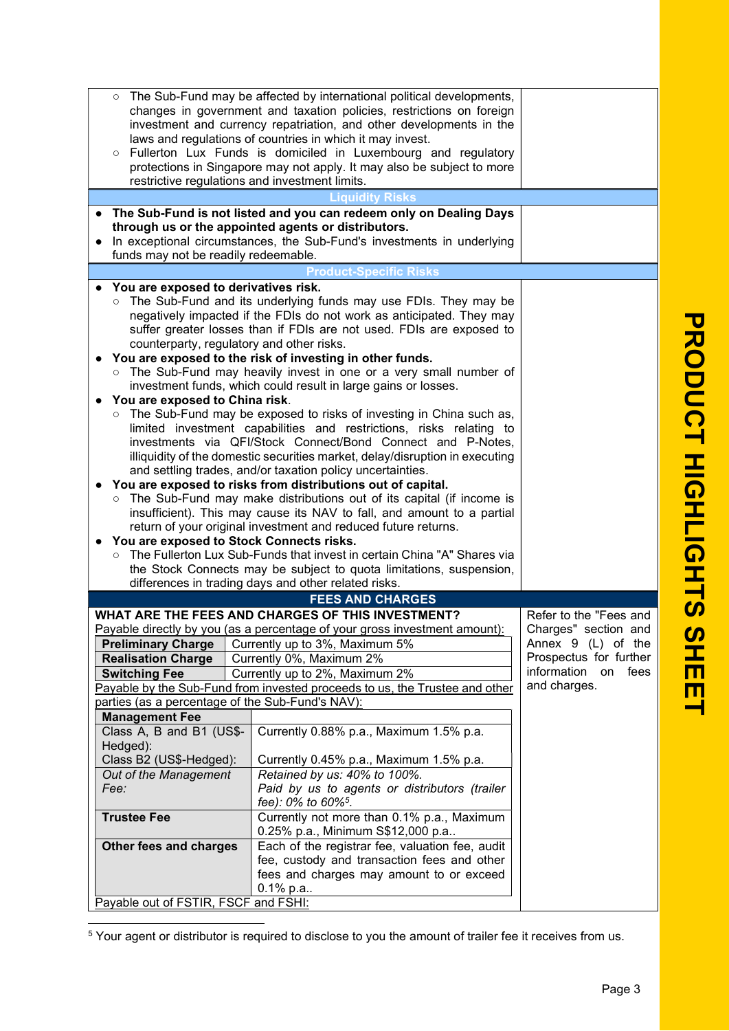- The Sub-Fund may be affected by international political developments, changes in government and taxation policies, restrictions on foreign investment and currency repatriation, and other developments in the laws and regulations of countries in which it may invest.
- Fullerton Lux Funds is domiciled in Luxembourg and regulatory protections in Singapore may not apply. It may also be subject to more restrictive regulations and investment limits.

### Liquidity Risks

- **The Sub-Fund is not listed and you can redeem only on Dealing Days through us or the appointed agents or distributors.**
- In exceptional circumstances, the Sub-Fund's investments in underlying funds may not be readily redeemable.

### Product-Specific Risks

- **You are exposed to derivatives risk.**
  - The Sub-Fund and its underlying funds may use FDIs. They may be negatively impacted if the FDIs do not work as anticipated. They may suffer greater losses than if FDIs are not used. FDIs are exposed to counterparty, regulatory and other risks.
- **You are exposed to the risk of investing in other funds.**
  - The Sub-Fund may heavily invest in one or a very small number of investment funds, which could result in large gains or losses.
- **You are exposed to China risk**.
  - The Sub-Fund may be exposed to risks of investing in China such as, limited investment capabilities and restrictions, risks relating to investments via QFI/Stock Connect/Bond Connect and P-Notes, illiquidity of the domestic securities market, delay/disruption in executing and settling trades, and/or taxation policy uncertainties.
- **You are exposed to risks from distributions out of capital.**
  - The Sub-Fund may make distributions out of its capital (if income is insufficient). This may cause its NAV to fall, and amount to a partial return of your original investment and reduced future returns.
- **You are exposed to Stock Connects risks.**
  - The Fullerton Lux Sub-Funds that invest in certain China "A" Shares via the Stock Connects may be subject to quota limitations, suspension, differences in trading days and other related risks.

## FEES AND CHARGES

**WHAT ARE THE FEES AND CHARGES OF THIS INVESTMENT?**

Refer to the "Fees and Charges" section and Annex 9 (L) of the Prospectus for further information on fees and charges.

Payable directly by you (as a percentage of your gross investment amount):

| | |
|---|---|
| **Preliminary Charge** | Currently up to 3%, Maximum 5% |
| **Realisation Charge** | Currently 0%, Maximum 2% |
| **Switching Fee** | Currently up to 2%, Maximum 2% |

Payable by the Sub-Fund from invested proceeds to us, the Trustee and other parties (as a percentage of the Sub-Fund's NAV):

| **Management Fee** | |
|---|---|
| Class A, B and B1 (US$-Hedged): | Currently 0.88% p.a., Maximum 1.5% p.a. |
| Class B2 (US$-Hedged): | Currently 0.45% p.a., Maximum 1.5% p.a. |
| *Out of the Management Fee:* | *Retained by us: 40% to 100%.* *Paid by us to agents or distributors (trailer fee): 0% to 60%*[5]*.* |
| **Trustee Fee** | Currently not more than 0.1% p.a., Maximum 0.25% p.a., Minimum S$12,000 p.a.. |
| **Other fees and charges** | Each of the registrar fee, valuation fee, audit fee, custody and transaction fees and other fees and charges may amount to or exceed 0.1% p.a.. |

Payable out of FSTIR, FSCF and FSHI:

[5] Your agent or distributor is required to disclose to you the amount of trailer fee it receives from us.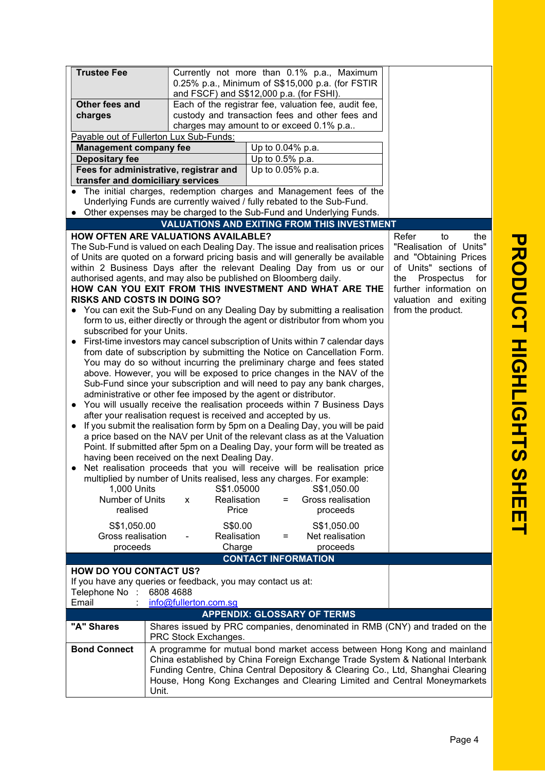| | |
|---|---|
| **Trustee Fee** | Currently not more than 0.1% p.a., Maximum 0.25% p.a., Minimum of S$15,000 p.a. (for FSTIR and FSCF) and S$12,000 p.a. (for FSHI). |
| **Other fees and charges** | Each of the registrar fee, valuation fee, audit fee, custody and transaction fees and other fees and charges may amount to or exceed 0.1% p.a.. |

Payable out of Fullerton Lux Sub-Funds:

| | |
|---|---|
| **Management company fee** | Up to 0.04% p.a. |
| **Depositary fee** | Up to 0.5% p.a. |
| **Fees for administrative, registrar and transfer and domiciliary services** | Up to 0.05% p.a. |

- The initial charges, redemption charges and Management fees of the Underlying Funds are currently waived / fully rebated to the Sub-Fund.
- Other expenses may be charged to the Sub-Fund and Underlying Funds.

## VALUATIONS AND EXITING FROM THIS INVESTMENT

Refer to the "Realisation of Units" and "Obtaining Prices of Units" sections of the Prospectus for further information on valuation and exiting from the product.

**HOW OFTEN ARE VALUATIONS AVAILABLE?**

The Sub-Fund is valued on each Dealing Day. The issue and realisation prices of Units are quoted on a forward pricing basis and will generally be available within 2 Business Days after the relevant Dealing Day from us or our authorised agents, and may also be published on Bloomberg daily.

**HOW CAN YOU EXIT FROM THIS INVESTMENT AND WHAT ARE THE RISKS AND COSTS IN DOING SO?**

- You can exit the Sub-Fund on any Dealing Day by submitting a realisation form to us, either directly or through the agent or distributor from whom you subscribed for your Units.
- First-time investors may cancel subscription of Units within 7 calendar days from date of subscription by submitting the Notice on Cancellation Form. You may do so without incurring the preliminary charge and fees stated above. However, you will be exposed to price changes in the NAV of the Sub-Fund since your subscription and will need to pay any bank charges, administrative or other fee imposed by the agent or distributor.
- You will usually receive the realisation proceeds within 7 Business Days after your realisation request is received and accepted by us.
- If you submit the realisation form by 5pm on a Dealing Day, you will be paid a price based on the NAV per Unit of the relevant class as at the Valuation Point. If submitted after 5pm on a Dealing Day, your form will be treated as having been received on the next Dealing Day.
- Net realisation proceeds that you will receive will be realisation price multiplied by number of Units realised, less any charges. For example:

| | | | | |
|---|---|---|---|---|
| 1,000 Units | | S$1.05000 | | S$1,050.00 |
| Number of Units realised | x | Realisation Price | = | Gross realisation proceeds |
| S$1,050.00 | | S$0.00 | | S$1,050.00 |
| Gross realisation proceeds | - | Realisation Charge | = | Net realisation proceeds |

## CONTACT INFORMATION

**HOW DO YOU CONTACT US?**

If you have any queries or feedback, you may contact us at:

Telephone No : 6808 4688

Email : info@fullerton.com.sg

## APPENDIX: GLOSSARY OF TERMS

| | |
|---|---|
| **"A" Shares** | Shares issued by PRC companies, denominated in RMB (CNY) and traded on the PRC Stock Exchanges. |
| **Bond Connect** | A programme for mutual bond market access between Hong Kong and mainland China established by China Foreign Exchange Trade System & National Interbank Funding Centre, China Central Depository & Clearing Co., Ltd, Shanghai Clearing House, Hong Kong Exchanges and Clearing Limited and Central Moneymarkets Unit. |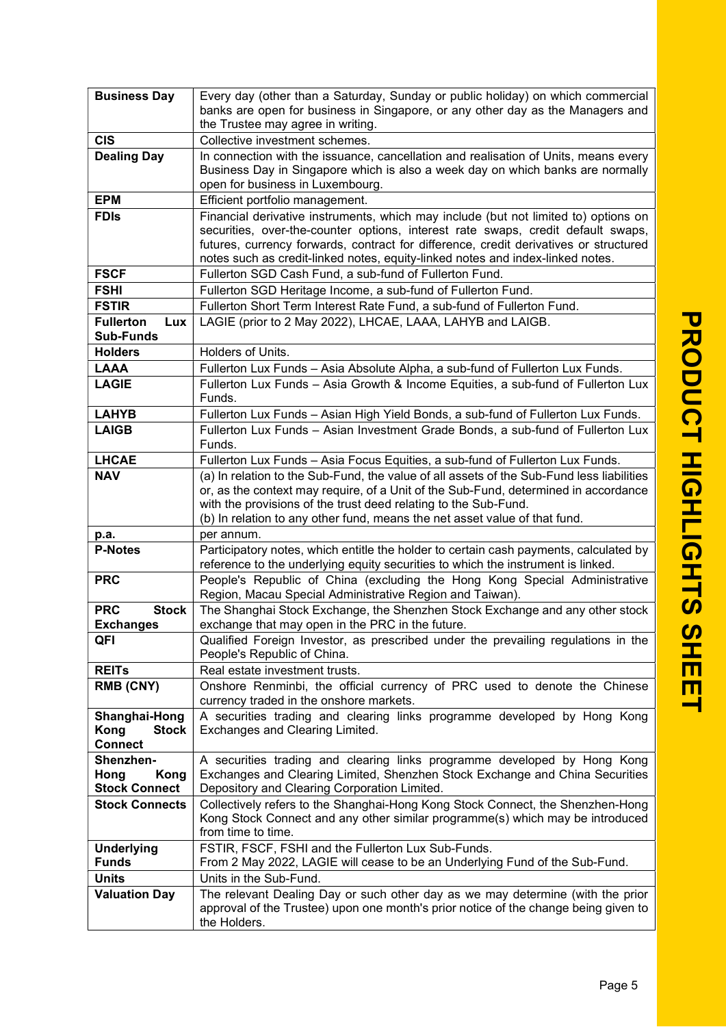| | |
|---|---|
| **Business Day** | Every day (other than a Saturday, Sunday or public holiday) on which commercial banks are open for business in Singapore, or any other day as the Managers and the Trustee may agree in writing. |
| **CIS** | Collective investment schemes. |
| **Dealing Day** | In connection with the issuance, cancellation and realisation of Units, means every Business Day in Singapore which is also a week day on which banks are normally open for business in Luxembourg. |
| **EPM** | Efficient portfolio management. |
| **FDIs** | Financial derivative instruments, which may include (but not limited to) options on securities, over-the-counter options, interest rate swaps, credit default swaps, futures, currency forwards, contract for difference, credit derivatives or structured notes such as credit-linked notes, equity-linked notes and index-linked notes. |
| **FSCF** | Fullerton SGD Cash Fund, a sub-fund of Fullerton Fund. |
| **FSHI** | Fullerton SGD Heritage Income, a sub-fund of Fullerton Fund. |
| **FSTIR** | Fullerton Short Term Interest Rate Fund, a sub-fund of Fullerton Fund. |
| **Fullerton Lux Sub-Funds** | LAGIE (prior to 2 May 2022), LHCAE, LAAA, LAHYB and LAIGB. |
| **Holders** | Holders of Units. |
| **LAAA** | Fullerton Lux Funds – Asia Absolute Alpha, a sub-fund of Fullerton Lux Funds. |
| **LAGIE** | Fullerton Lux Funds – Asia Growth & Income Equities, a sub-fund of Fullerton Lux Funds. |
| **LAHYB** | Fullerton Lux Funds – Asian High Yield Bonds, a sub-fund of Fullerton Lux Funds. |
| **LAIGB** | Fullerton Lux Funds – Asian Investment Grade Bonds, a sub-fund of Fullerton Lux Funds. |
| **LHCAE** | Fullerton Lux Funds – Asia Focus Equities, a sub-fund of Fullerton Lux Funds. |
| **NAV** | (a) In relation to the Sub-Fund, the value of all assets of the Sub-Fund less liabilities or, as the context may require, of a Unit of the Sub-Fund, determined in accordance with the provisions of the trust deed relating to the Sub-Fund.<br>(b) In relation to any other fund, means the net asset value of that fund. |
| **p.a.** | per annum. |
| **P-Notes** | Participatory notes, which entitle the holder to certain cash payments, calculated by reference to the underlying equity securities to which the instrument is linked. |
| **PRC** | People's Republic of China (excluding the Hong Kong Special Administrative Region, Macau Special Administrative Region and Taiwan). |
| **PRC Stock Exchanges** | The Shanghai Stock Exchange, the Shenzhen Stock Exchange and any other stock exchange that may open in the PRC in the future. |
| **QFI** | Qualified Foreign Investor, as prescribed under the prevailing regulations in the People's Republic of China. |
| **REITs** | Real estate investment trusts. |
| **RMB (CNY)** | Onshore Renminbi, the official currency of PRC used to denote the Chinese currency traded in the onshore markets. |
| **Shanghai-Hong Kong Stock Connect** | A securities trading and clearing links programme developed by Hong Kong Exchanges and Clearing Limited. |
| **Shenzhen-Hong Kong Stock Connect** | A securities trading and clearing links programme developed by Hong Kong Exchanges and Clearing Limited, Shenzhen Stock Exchange and China Securities Depository and Clearing Corporation Limited. |
| **Stock Connects** | Collectively refers to the Shanghai-Hong Kong Stock Connect, the Shenzhen-Hong Kong Stock Connect and any other similar programme(s) which may be introduced from time to time. |
| **Underlying Funds** | FSTIR, FSCF, FSHI and the Fullerton Lux Sub-Funds.<br>From 2 May 2022, LAGIE will cease to be an Underlying Fund of the Sub-Fund. |
| **Units** | Units in the Sub-Fund. |
| **Valuation Day** | The relevant Dealing Day or such other day as we may determine (with the prior approval of the Trustee) upon one month's prior notice of the change being given to the Holders. |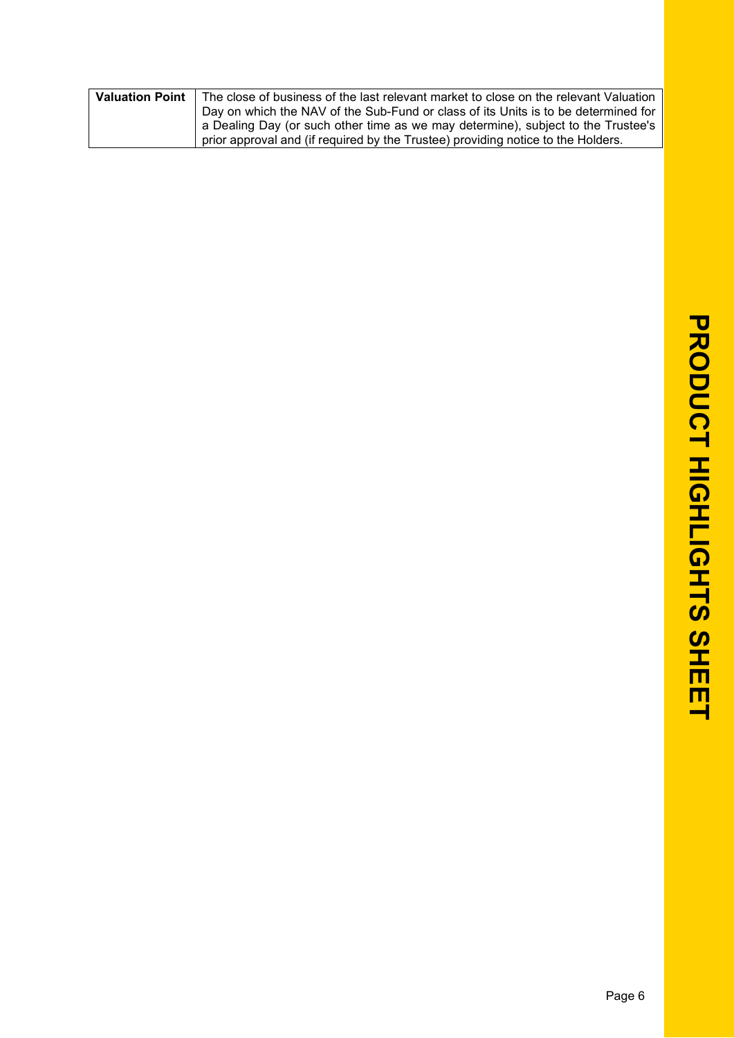| | |
|---|---|
| **Valuation Point** | The close of business of the last relevant market to close on the relevant Valuation Day on which the NAV of the Sub-Fund or class of its Units is to be determined for a Dealing Day (or such other time as we may determine), subject to the Trustee's prior approval and (if required by the Trustee) providing notice to the Holders. |